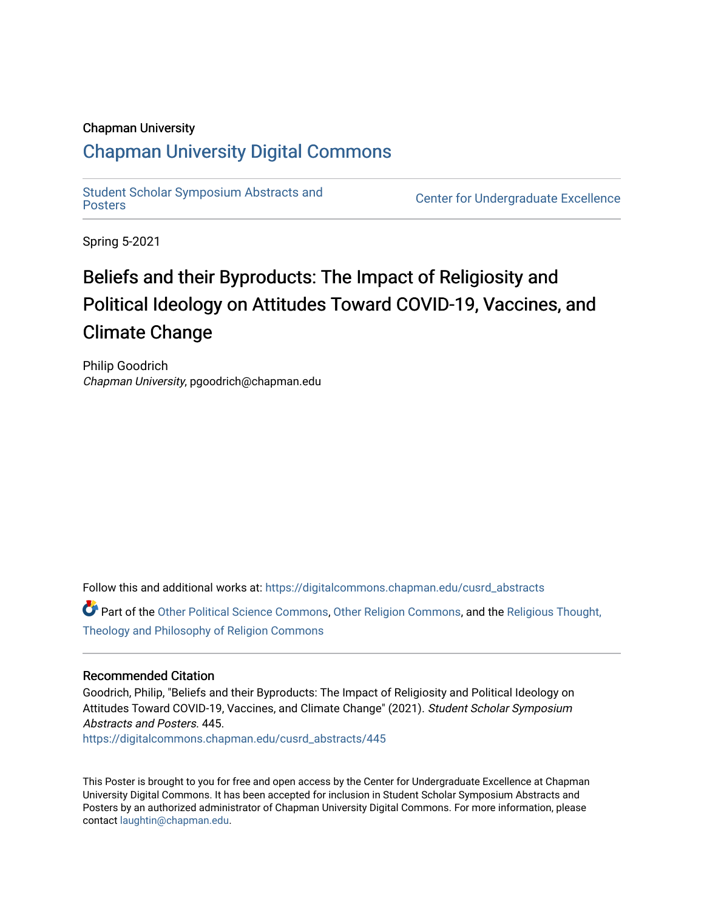Chapman University

# Chapman University Digital Commons

Student Scholar Symposium Abstracts and Posters

Center for Undergraduate Excellence

Spring 5-2021

## Beliefs and their Byproducts: The Impact of Religiosity and Political Ideology on Attitudes Toward COVID-19, Vaccines, and Climate Change

Philip Goodrich
*Chapman University*, pgoodrich@chapman.edu

Follow this and additional works at: https://digitalcommons.chapman.edu/cusrd_abstracts

Part of the Other Political Science Commons, Other Religion Commons, and the Religious Thought, Theology and Philosophy of Religion Commons

### Recommended Citation

Goodrich, Philip, "Beliefs and their Byproducts: The Impact of Religiosity and Political Ideology on Attitudes Toward COVID-19, Vaccines, and Climate Change" (2021). *Student Scholar Symposium Abstracts and Posters*. 445.
https://digitalcommons.chapman.edu/cusrd_abstracts/445

This Poster is brought to you for free and open access by the Center for Undergraduate Excellence at Chapman University Digital Commons. It has been accepted for inclusion in Student Scholar Symposium Abstracts and Posters by an authorized administrator of Chapman University Digital Commons. For more information, please contact laughtin@chapman.edu.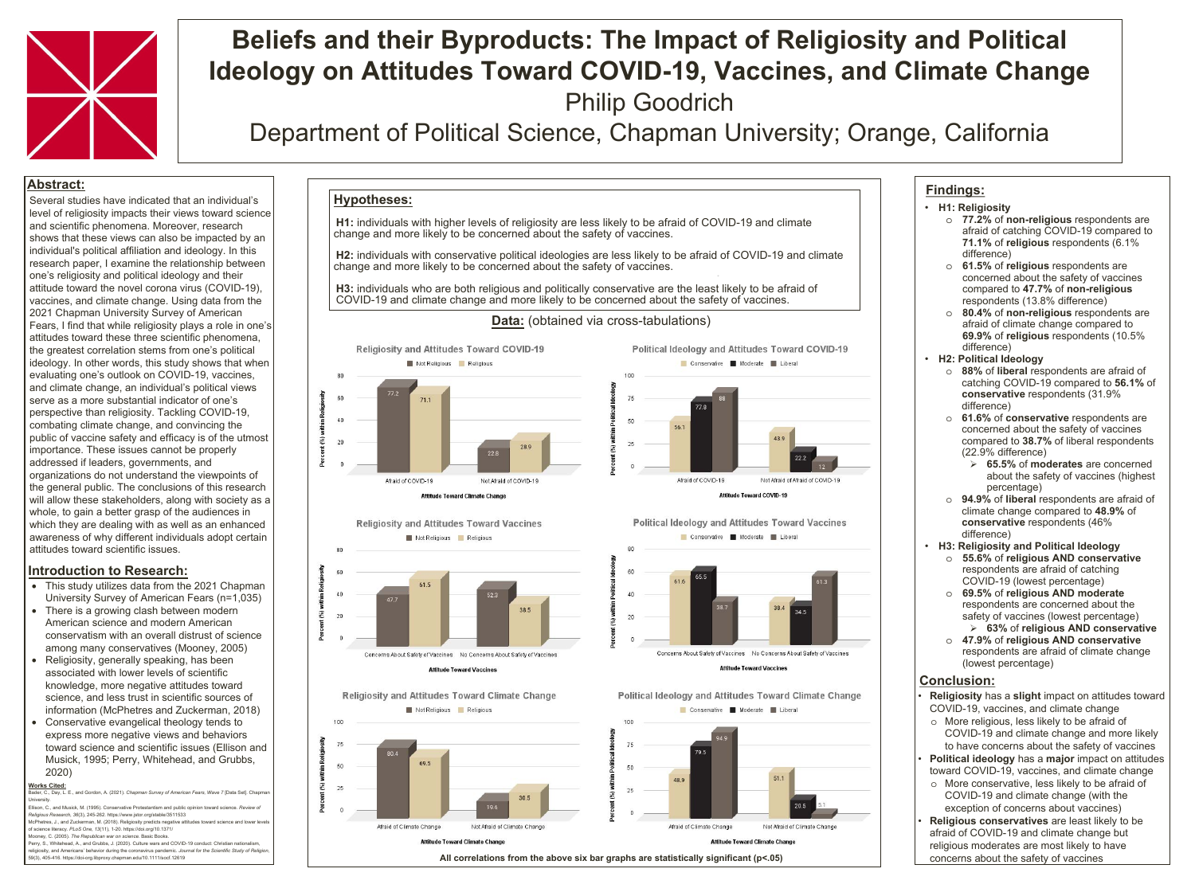# Beliefs and their Byproducts: The Impact of Religiosity and Political Ideology on Attitudes Toward COVID-19, Vaccines, and Climate Change

Philip Goodrich

Department of Political Science, Chapman University; Orange, California

## Abstract:

Several studies have indicated that an individual's level of religiosity impacts their views toward science and scientific phenomena. Moreover, research shows that these views can also be impacted by an individual's political affiliation and ideology. In this research paper, I examine the relationship between one's religiosity and political ideology and their attitude toward the novel corona virus (COVID-19), vaccines, and climate change. Using data from the 2021 Chapman University Survey of American Fears, I find that while religiosity plays a role in one's attitudes toward these three scientific phenomena, the greatest correlation stems from one's political ideology. In other words, this study shows that when evaluating one's outlook on COVID-19, vaccines, and climate change, an individual's political views serve as a more substantial indicator of one's perspective than religiosity. Tackling COVID-19, combating climate change, and convincing the public of vaccine safety and efficacy is of the utmost importance. These issues cannot be properly addressed if leaders, governments, and organizations do not understand the viewpoints of the general public. The conclusions of this research will allow these stakeholders, along with society as a whole, to gain a better grasp of the audiences in which they are dealing with as well as an enhanced awareness of why different individuals adopt certain attitudes toward scientific issues.

## Introduction to Research:

- This study utilizes data from the 2021 Chapman University Survey of American Fears (n=1,035)
- There is a growing clash between modern American science and modern American conservatism with an overall distrust of science among many conservatives (Mooney, 2005)
- Religiosity, generally speaking, has been associated with lower levels of scientific knowledge, more negative attitudes toward science, and less trust in scientific sources of information (McPhetres and Zuckerman, 2018)
- Conservative evangelical theology tends to express more negative views and behaviors toward science and scientific issues (Ellison and Musick, 1995; Perry, Whitehead, and Grubbs, 2020)

**Works Cited:**

Bader, C., Day, L. E., and Gordon, A. (2021). *Chapman Survey of American Fears, Wave 7* [Data Set]. Chapman University.

Ellison, C., and Musick, M. (1995). Conservative Protestantism and public opinion toward science. *Review of Religious Research, 36*(3), 245-262. https://www.jstor.org/stable/3511533

McPhetres, J., and Zuckerman, M. (2018). Religiosity predicts negative attitudes toward science and lower levels of science literacy. *PLoS One, 13*(11), 1-20. https://doi.org/10.1371/

Mooney, C. (2005). *The Republican war on science*. Basic Books.

Perry, S., Whitehead, A., and Grubbs, J. (2020). Culture wars and COVID-19 conduct: Christian nationalism, religiosity, and Americans' behavior during the coronavirus pandemic. *Journal for the Scientific Study of Religion, 59*(3), 405-416. https://doi-org.libproxy.chapman.edu/10.1111/jssr.12619

## Hypotheses:

**H1:** individuals with higher levels of religiosity are less likely to be afraid of COVID-19 and climate change and more likely to be concerned about the safety of vaccines.

**H2:** individuals with conservative political ideologies are less likely to be afraid of COVID-19 and climate change and more likely to be concerned about the safety of vaccines.

**H3:** individuals who are both religious and politically conservative are the least likely to be afraid of COVID-19 and climate change and more likely to be concerned about the safety of vaccines.

## Data: (obtained via cross-tabulations)

Religiosity and Attitudes Toward COVID-19
Not Religious, Religious
77.2, 71.1, 22.8, 28.9
Afraid of COVID-19, Not Afraid of COVID-19
Percent (%) within Religiosity
Attitude Toward Climate Change

Political Ideology and Attitudes Toward COVID-19
Conservative, Moderate, Liberal
56.1, 77.8, 88, 43.9, 22.2, 12
Afraid of COVID-19, Not Afraid of Afraid of COVID-19
Percent (%) within Political Ideology
Attitude Toward COVID-19

Religiosity and Attitudes Toward Vaccines
Not Religious, Religious
47.7, 61.5, 52.3, 38.5
Concerns About Safety of Vaccines, No Concerns About Safety of Vaccines
Percent (%) within Religiosity
Attitude Toward Vaccines

Political Ideology and Attitudes Toward Vaccines
Conservative, Moderate, Liberal
61.6, 65.5, 38.7, 38.4, 34.5, 61.3
Concerns About Safety of Vaccines, No Concerns About Safety of Vaccines
Percent (%) within Political Ideology
Attitude Toward Vaccines

Religiosity and Attitudes Toward Climate Change
Not Religious, Religious
80.4, 69.5, 19.6, 30.5
Afraid of Climate Change, Not Afraid of Climate Change
Percent (%) within Religiosity
Attitude Toward Climate Change

Political Ideology and Attitudes Toward Climate Change
Conservative, Moderate, Liberal
48.9, 79.5, 94.9, 51.1, 20.5, 5.1
Afraid of Climate Change, Not Afraid of Climate Change
Percent (%) within Political Ideology
Attitude Toward Climate Change

**All correlations from the above six bar graphs are statistically significant (p<.05)**

## Findings:

- **H1: Religiosity**
  - **77.2%** of **non-religious** respondents are afraid of catching COVID-19 compared to **71.1%** of **religious** respondents (6.1% difference)
  - **61.5%** of **religious** respondents are concerned about the safety of vaccines compared to **47.7%** of **non-religious** respondents (13.8% difference)
  - **80.4%** of **non-religious** respondents are afraid of climate change compared to **69.9%** of **religious** respondents (10.5% difference)
- **H2: Political Ideology**
  - **88%** of **liberal** respondents are afraid of catching COVID-19 compared to **56.1%** of **conservative** respondents (31.9% difference)
  - **61.6%** of **conservative** respondents are concerned about the safety of vaccines compared to **38.7%** of liberal respondents (22.9% difference)
    - **65.5%** of **moderates** are concerned about the safety of vaccines (highest percentage)
  - **94.9%** of **liberal** respondents are afraid of climate change compared to **48.9%** of **conservative** respondents (46% difference)
- **H3: Religiosity and Political Ideology**
  - **55.6%** of **religious AND conservative** respondents are afraid of catching COVID-19 (lowest percentage)
  - **69.5%** of **religious AND moderate** respondents are concerned about the safety of vaccines (lowest percentage)
    - **63%** of **religious AND conservative**
  - **47.9%** of **religious AND conservative** respondents are afraid of climate change (lowest percentage)

## Conclusion:

- **Religiosity** has a **slight** impact on attitudes toward COVID-19, vaccines, and climate change
  - More religious, less likely to be afraid of COVID-19 and climate change and more likely to have concerns about the safety of vaccines
- **Political ideology** has a **major** impact on attitudes toward COVID-19, vaccines, and climate change
  - More conservative, less likely to be afraid of COVID-19 and climate change (with the exception of concerns about vaccines)
- **Religious conservatives** are least likely to be afraid of COVID-19 and climate change but religious moderates are most likely to have concerns about the safety of vaccines